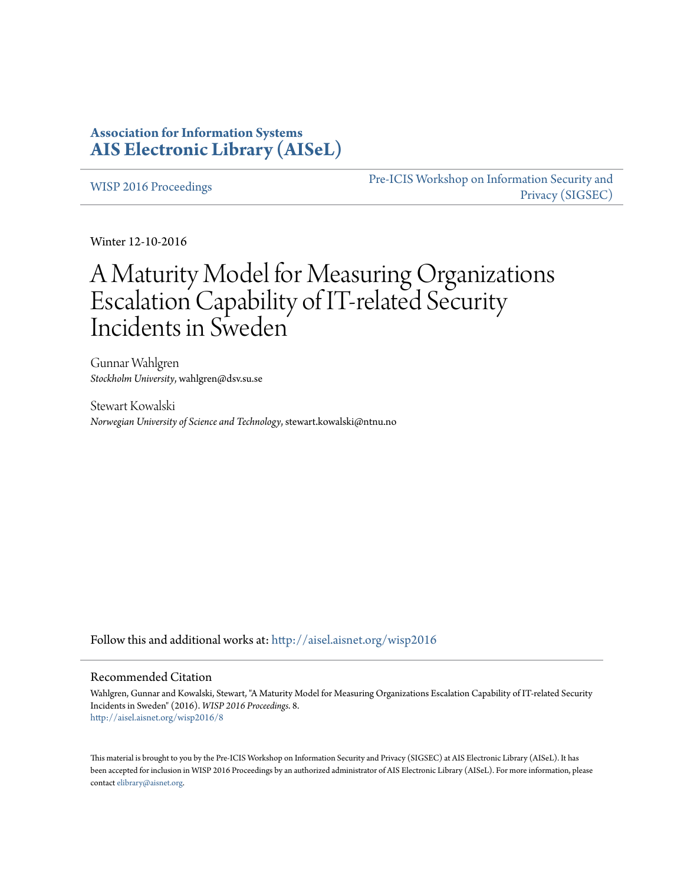**Association for Information Systems**
**AIS Electronic Library (AISeL)**

WISP 2016 Proceedings

Pre-ICIS Workshop on Information Security and Privacy (SIGSEC)

Winter 12-10-2016

# A Maturity Model for Measuring Organizations Escalation Capability of IT-related Security Incidents in Sweden

Gunnar Wahlgren
*Stockholm University*, wahlgren@dsv.su.se

Stewart Kowalski
*Norwegian University of Science and Technology*, stewart.kowalski@ntnu.no

Follow this and additional works at: http://aisel.aisnet.org/wisp2016

## Recommended Citation

Wahlgren, Gunnar and Kowalski, Stewart, "A Maturity Model for Measuring Organizations Escalation Capability of IT-related Security Incidents in Sweden" (2016). *WISP 2016 Proceedings*. 8.
http://aisel.aisnet.org/wisp2016/8

This material is brought to you by the Pre-ICIS Workshop on Information Security and Privacy (SIGSEC) at AIS Electronic Library (AISeL). It has been accepted for inclusion in WISP 2016 Proceedings by an authorized administrator of AIS Electronic Library (AISeL). For more information, please contact elibrary@aisnet.org.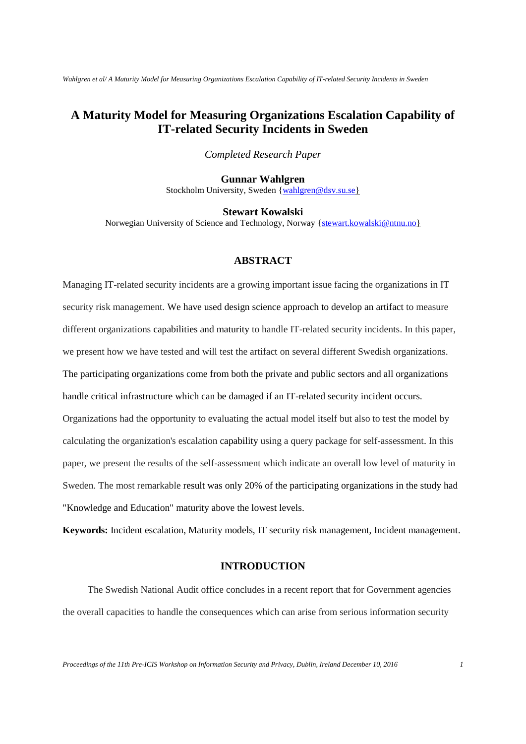# A Maturity Model for Measuring Organizations Escalation Capability of IT-related Security Incidents in Sweden

*Completed Research Paper*

**Gunnar Wahlgren**
Stockholm University, Sweden {wahlgren@dsv.su.se}

**Stewart Kowalski**
Norwegian University of Science and Technology, Norway {stewart.kowalski@ntnu.no}

## ABSTRACT

Managing IT-related security incidents are a growing important issue facing the organizations in IT security risk management. We have used design science approach to develop an artifact to measure different organizations capabilities and maturity to handle IT-related security incidents. In this paper, we present how we have tested and will test the artifact on several different Swedish organizations. The participating organizations come from both the private and public sectors and all organizations handle critical infrastructure which can be damaged if an IT-related security incident occurs. Organizations had the opportunity to evaluating the actual model itself but also to test the model by calculating the organization's escalation capability using a query package for self-assessment. In this paper, we present the results of the self-assessment which indicate an overall low level of maturity in Sweden. The most remarkable result was only 20% of the participating organizations in the study had "Knowledge and Education" maturity above the lowest levels.

**Keywords:** Incident escalation, Maturity models, IT security risk management, Incident management.

## INTRODUCTION

The Swedish National Audit office concludes in a recent report that for Government agencies the overall capacities to handle the consequences which can arise from serious information security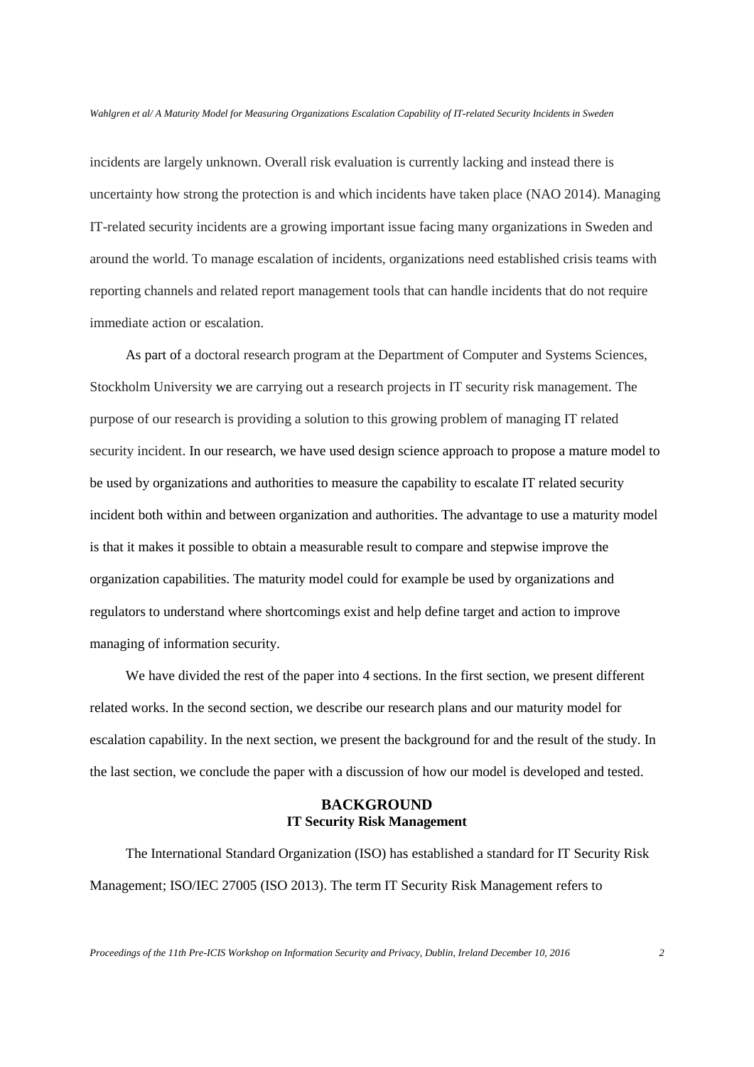incidents are largely unknown. Overall risk evaluation is currently lacking and instead there is uncertainty how strong the protection is and which incidents have taken place (NAO 2014). Managing IT-related security incidents are a growing important issue facing many organizations in Sweden and around the world. To manage escalation of incidents, organizations need established crisis teams with reporting channels and related report management tools that can handle incidents that do not require immediate action or escalation.

As part of a doctoral research program at the Department of Computer and Systems Sciences, Stockholm University we are carrying out a research projects in IT security risk management. The purpose of our research is providing a solution to this growing problem of managing IT related security incident. In our research, we have used design science approach to propose a mature model to be used by organizations and authorities to measure the capability to escalate IT related security incident both within and between organization and authorities. The advantage to use a maturity model is that it makes it possible to obtain a measurable result to compare and stepwise improve the organization capabilities. The maturity model could for example be used by organizations and regulators to understand where shortcomings exist and help define target and action to improve managing of information security.

We have divided the rest of the paper into 4 sections. In the first section, we present different related works. In the second section, we describe our research plans and our maturity model for escalation capability. In the next section, we present the background for and the result of the study. In the last section, we conclude the paper with a discussion of how our model is developed and tested.

## BACKGROUND

### IT Security Risk Management

The International Standard Organization (ISO) has established a standard for IT Security Risk Management; ISO/IEC 27005 (ISO 2013). The term IT Security Risk Management refers to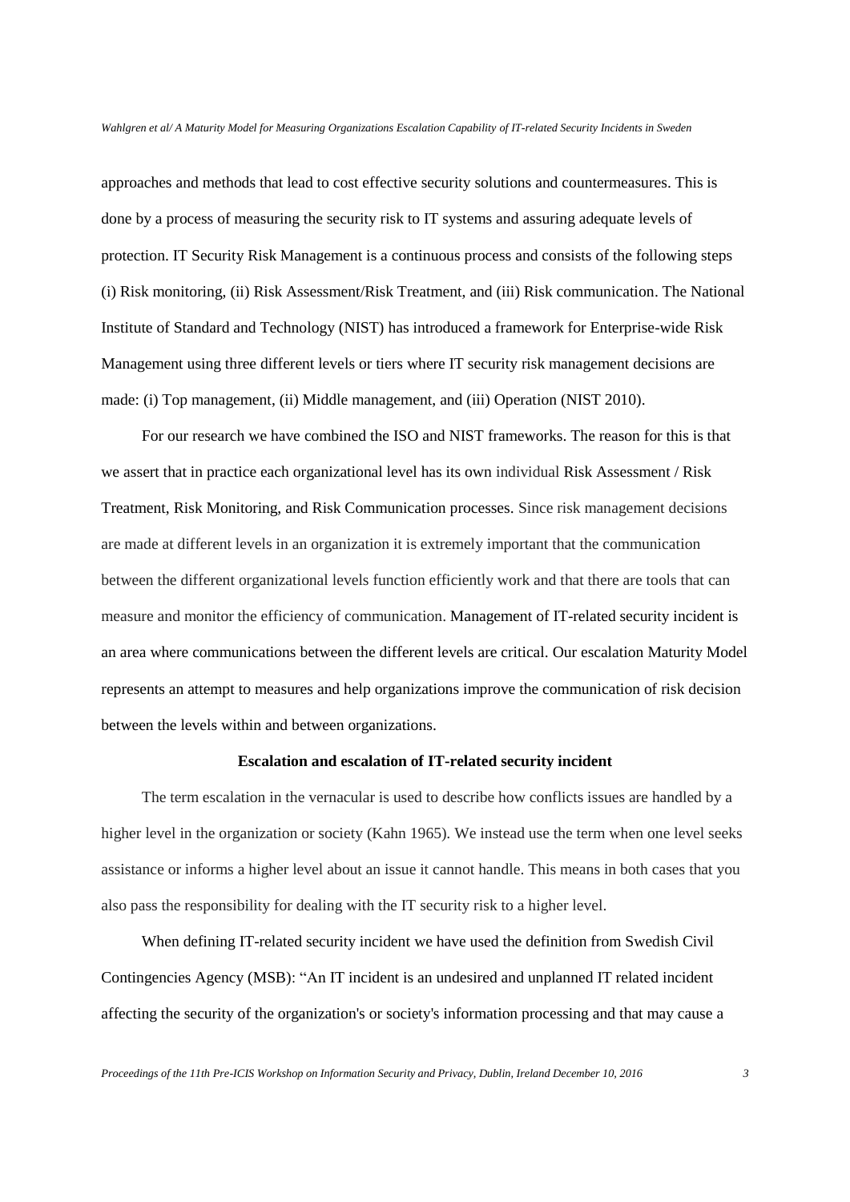approaches and methods that lead to cost effective security solutions and countermeasures. This is done by a process of measuring the security risk to IT systems and assuring adequate levels of protection. IT Security Risk Management is a continuous process and consists of the following steps (i) Risk monitoring, (ii) Risk Assessment/Risk Treatment, and (iii) Risk communication. The National Institute of Standard and Technology (NIST) has introduced a framework for Enterprise-wide Risk Management using three different levels or tiers where IT security risk management decisions are made: (i) Top management, (ii) Middle management, and (iii) Operation (NIST 2010).

For our research we have combined the ISO and NIST frameworks. The reason for this is that we assert that in practice each organizational level has its own individual Risk Assessment / Risk Treatment, Risk Monitoring, and Risk Communication processes. Since risk management decisions are made at different levels in an organization it is extremely important that the communication between the different organizational levels function efficiently work and that there are tools that can measure and monitor the efficiency of communication. Management of IT-related security incident is an area where communications between the different levels are critical. Our escalation Maturity Model represents an attempt to measures and help organizations improve the communication of risk decision between the levels within and between organizations.

### Escalation and escalation of IT-related security incident

The term escalation in the vernacular is used to describe how conflicts issues are handled by a higher level in the organization or society (Kahn 1965). We instead use the term when one level seeks assistance or informs a higher level about an issue it cannot handle. This means in both cases that you also pass the responsibility for dealing with the IT security risk to a higher level.

When defining IT-related security incident we have used the definition from Swedish Civil Contingencies Agency (MSB): "An IT incident is an undesired and unplanned IT related incident affecting the security of the organization's or society's information processing and that may cause a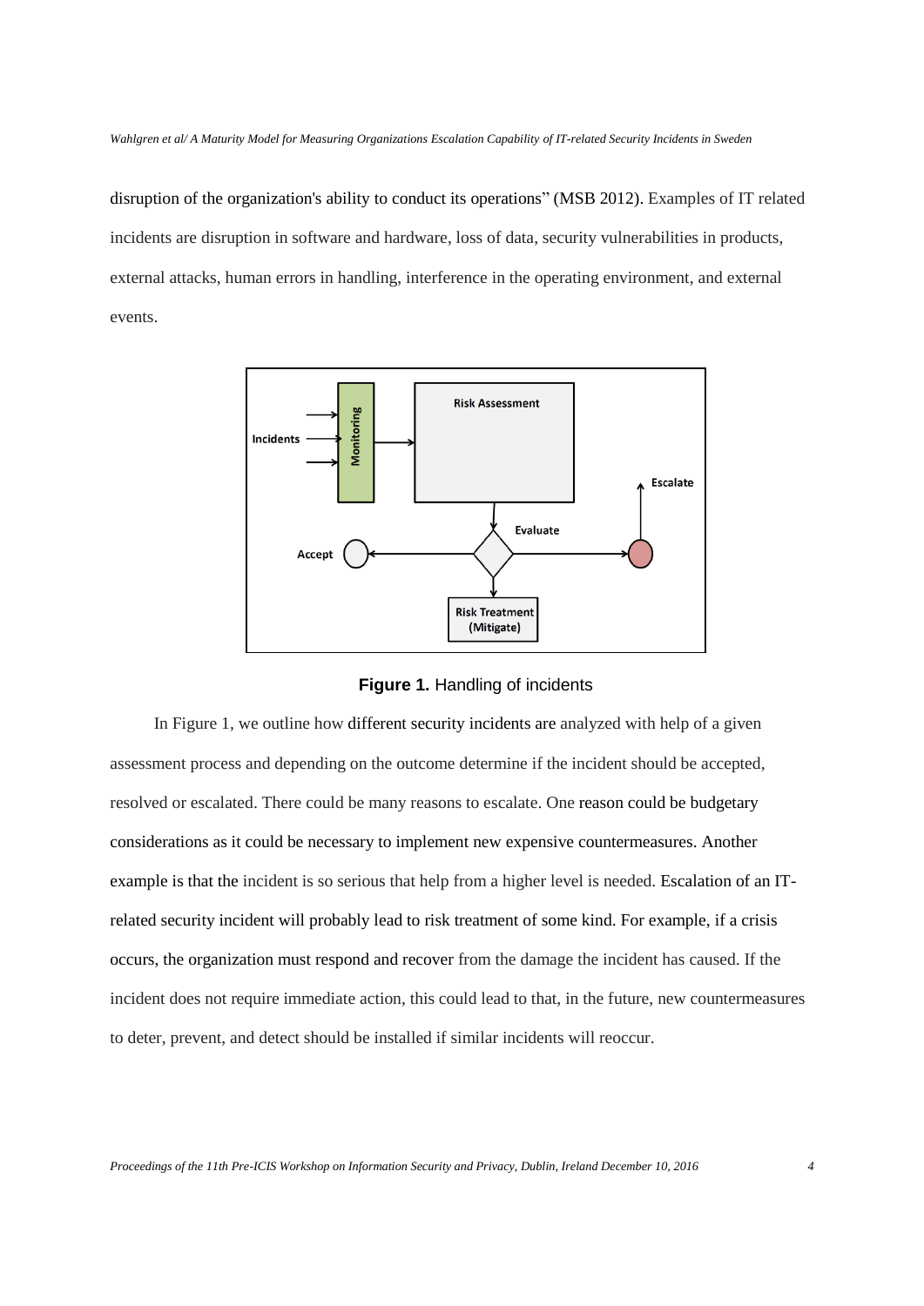disruption of the organization's ability to conduct its operations" (MSB 2012). Examples of IT related incidents are disruption in software and hardware, loss of data, security vulnerabilities in products, external attacks, human errors in handling, interference in the operating environment, and external events.

**Figure 1.** Handling of incidents

In Figure 1, we outline how different security incidents are analyzed with help of a given assessment process and depending on the outcome determine if the incident should be accepted, resolved or escalated. There could be many reasons to escalate. One reason could be budgetary considerations as it could be necessary to implement new expensive countermeasures. Another example is that the incident is so serious that help from a higher level is needed. Escalation of an IT-related security incident will probably lead to risk treatment of some kind. For example, if a crisis occurs, the organization must respond and recover from the damage the incident has caused. If the incident does not require immediate action, this could lead to that, in the future, new countermeasures to deter, prevent, and detect should be installed if similar incidents will reoccur.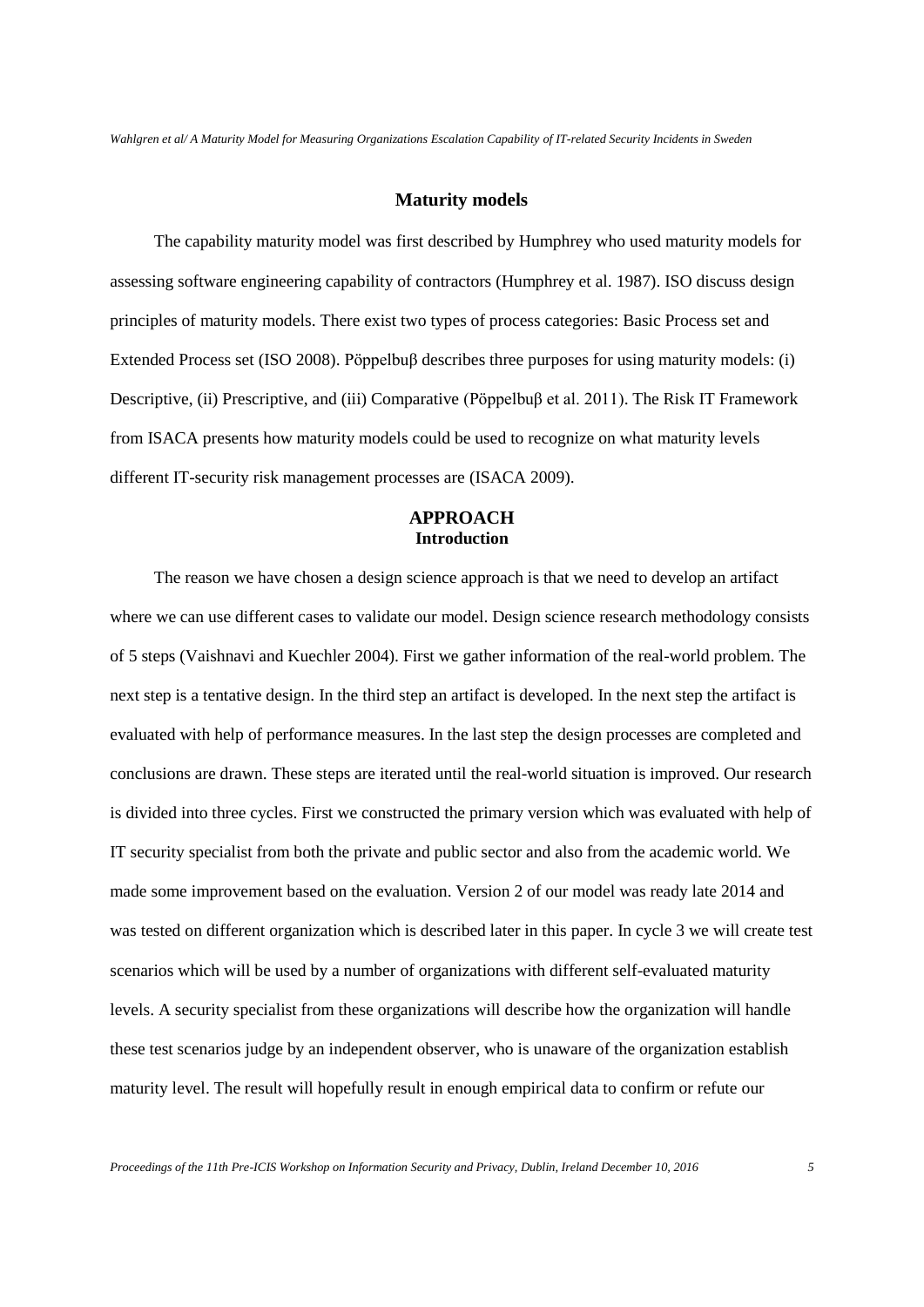### Maturity models

The capability maturity model was first described by Humphrey who used maturity models for assessing software engineering capability of contractors (Humphrey et al. 1987). ISO discuss design principles of maturity models. There exist two types of process categories: Basic Process set and Extended Process set (ISO 2008). Pöppelbuβ describes three purposes for using maturity models: (i) Descriptive, (ii) Prescriptive, and (iii) Comparative (Pöppelbuβ et al. 2011). The Risk IT Framework from ISACA presents how maturity models could be used to recognize on what maturity levels different IT-security risk management processes are (ISACA 2009).

## APPROACH

### Introduction

The reason we have chosen a design science approach is that we need to develop an artifact where we can use different cases to validate our model. Design science research methodology consists of 5 steps (Vaishnavi and Kuechler 2004). First we gather information of the real-world problem. The next step is a tentative design. In the third step an artifact is developed. In the next step the artifact is evaluated with help of performance measures. In the last step the design processes are completed and conclusions are drawn. These steps are iterated until the real-world situation is improved. Our research is divided into three cycles. First we constructed the primary version which was evaluated with help of IT security specialist from both the private and public sector and also from the academic world. We made some improvement based on the evaluation. Version 2 of our model was ready late 2014 and was tested on different organization which is described later in this paper. In cycle 3 we will create test scenarios which will be used by a number of organizations with different self-evaluated maturity levels. A security specialist from these organizations will describe how the organization will handle these test scenarios judge by an independent observer, who is unaware of the organization establish maturity level. The result will hopefully result in enough empirical data to confirm or refute our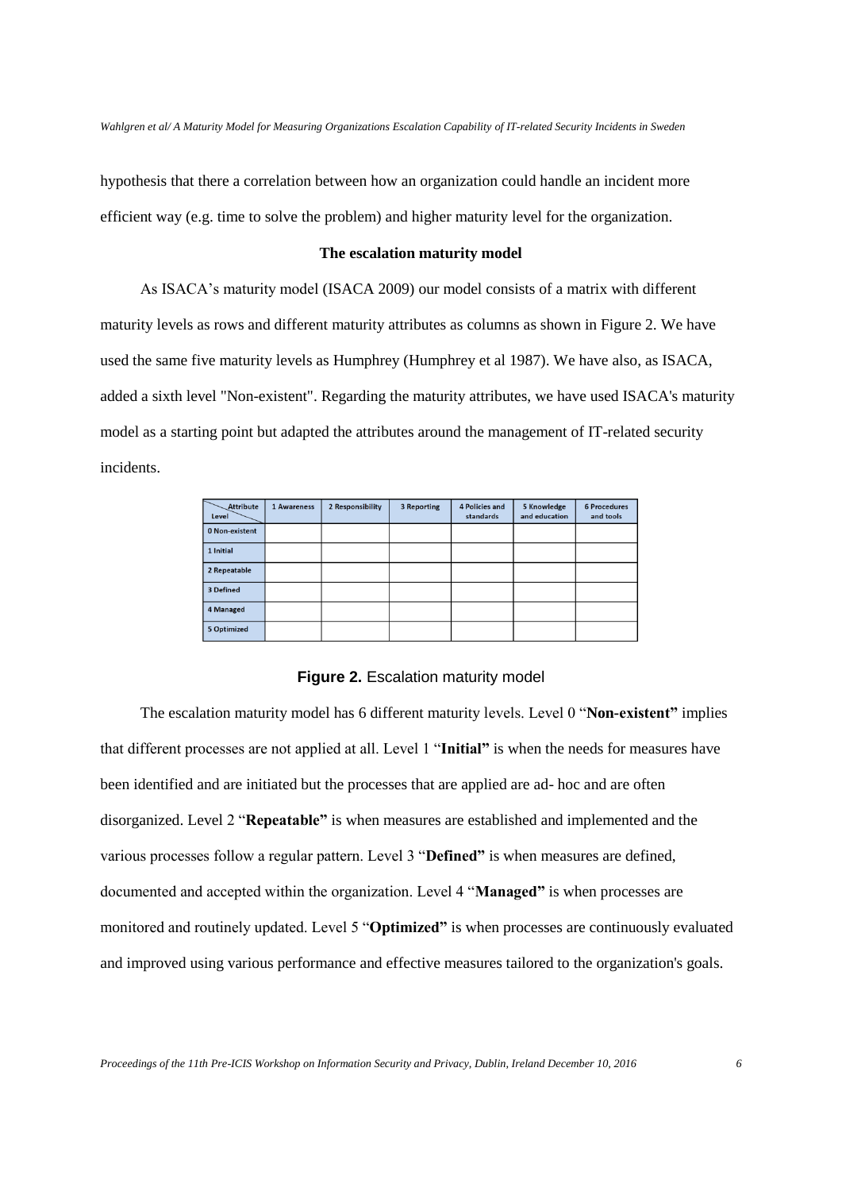hypothesis that there a correlation between how an organization could handle an incident more efficient way (e.g. time to solve the problem) and higher maturity level for the organization.

## The escalation maturity model

As ISACA's maturity model (ISACA 2009) our model consists of a matrix with different maturity levels as rows and different maturity attributes as columns as shown in Figure 2. We have used the same five maturity levels as Humphrey (Humphrey et al 1987). We have also, as ISACA, added a sixth level "Non-existent". Regarding the maturity attributes, we have used ISACA's maturity model as a starting point but adapted the attributes around the management of IT-related security incidents.

| Attribute / Level | 1 Awareness | 2 Responsibility | 3 Reporting | 4 Policies and standards | 5 Knowledge and education | 6 Procedures and tools |
|---|---|---|---|---|---|---|
| 0 Non-existent | | | | | | |
| 1 Initial | | | | | | |
| 2 Repeatable | | | | | | |
| 3 Defined | | | | | | |
| 4 Managed | | | | | | |
| 5 Optimized | | | | | | |

**Figure 2.** Escalation maturity model

The escalation maturity model has 6 different maturity levels. Level 0 "**Non-existent**" implies that different processes are not applied at all. Level 1 "**Initial**" is when the needs for measures have been identified and are initiated but the processes that are applied are ad- hoc and are often disorganized. Level 2 "**Repeatable**" is when measures are established and implemented and the various processes follow a regular pattern. Level 3 "**Defined**" is when measures are defined, documented and accepted within the organization. Level 4 "**Managed**" is when processes are monitored and routinely updated. Level 5 "**Optimized**" is when processes are continuously evaluated and improved using various performance and effective measures tailored to the organization's goals.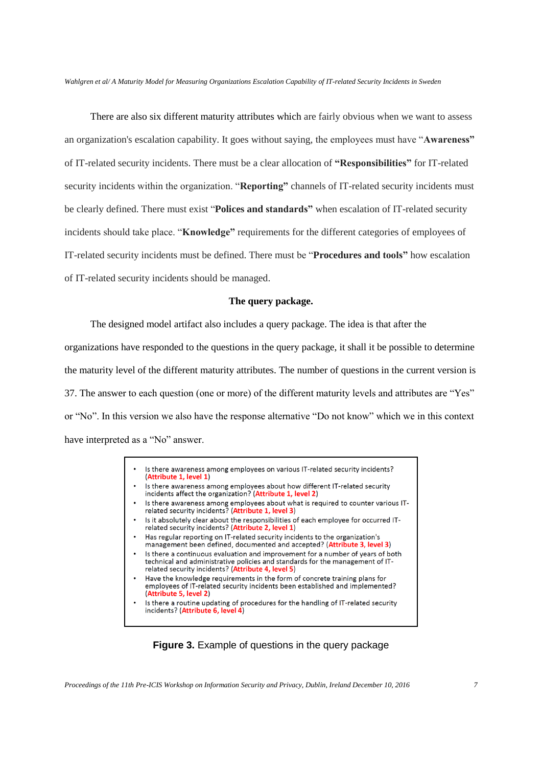There are also six different maturity attributes which are fairly obvious when we want to assess an organization's escalation capability. It goes without saying, the employees must have "**Awareness**" of IT-related security incidents. There must be a clear allocation of **"Responsibilities"** for IT-related security incidents within the organization. "**Reporting"** channels of IT-related security incidents must be clearly defined. There must exist "**Polices and standards"** when escalation of IT-related security incidents should take place. "**Knowledge"** requirements for the different categories of employees of IT-related security incidents must be defined. There must be "**Procedures and tools"** how escalation of IT-related security incidents should be managed.

**The query package.**

The designed model artifact also includes a query package. The idea is that after the organizations have responded to the questions in the query package, it shall it be possible to determine the maturity level of the different maturity attributes. The number of questions in the current version is 37. The answer to each question (one or more) of the different maturity levels and attributes are "Yes" or "No". In this version we also have the response alternative "Do not know" which we in this context have interpreted as a "No" answer.

- Is there awareness among employees on various IT-related security incidents? (**Attribute 1, level 1**)
- Is there awareness among employees about how different IT-related security incidents affect the organization? (**Attribute 1, level 2**)
- Is there awareness among employees about what is required to counter various IT-related security incidents? (**Attribute 1, level 3**)
- Is it absolutely clear about the responsibilities of each employee for occurred IT-related security incidents? (**Attribute 2, level 1**)
- Has regular reporting on IT-related security incidents to the organization's management been defined, documented and accepted? (**Attribute 3, level 3**)
- Is there a continuous evaluation and improvement for a number of years of both technical and administrative policies and standards for the management of IT-related security incidents? (**Attribute 4, level 5**)
- Have the knowledge requirements in the form of concrete training plans for employees of IT-related security incidents been established and implemented? (**Attribute 5, level 2**)
- Is there a routine updating of procedures for the handling of IT-related security incidents? (**Attribute 6, level 4**)

**Figure 3.** Example of questions in the query package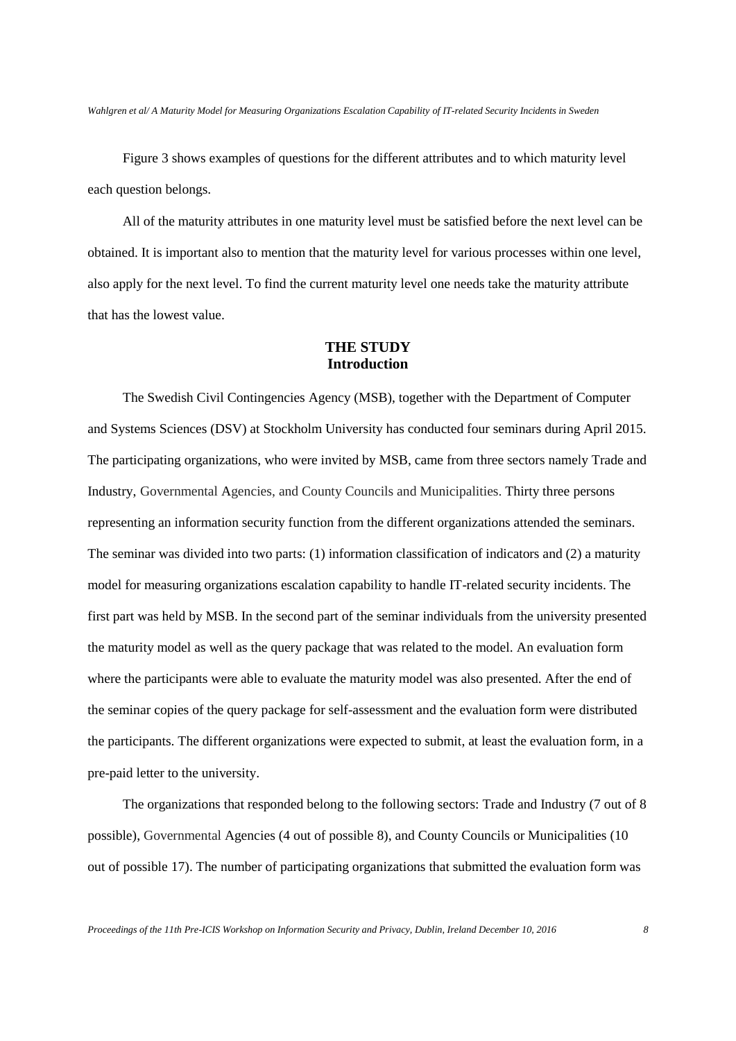Figure 3 shows examples of questions for the different attributes and to which maturity level each question belongs.

All of the maturity attributes in one maturity level must be satisfied before the next level can be obtained. It is important also to mention that the maturity level for various processes within one level, also apply for the next level. To find the current maturity level one needs take the maturity attribute that has the lowest value.

## THE STUDY

### Introduction

The Swedish Civil Contingencies Agency (MSB), together with the Department of Computer and Systems Sciences (DSV) at Stockholm University has conducted four seminars during April 2015. The participating organizations, who were invited by MSB, came from three sectors namely Trade and Industry, Governmental Agencies, and County Councils and Municipalities. Thirty three persons representing an information security function from the different organizations attended the seminars. The seminar was divided into two parts: (1) information classification of indicators and (2) a maturity model for measuring organizations escalation capability to handle IT-related security incidents. The first part was held by MSB. In the second part of the seminar individuals from the university presented the maturity model as well as the query package that was related to the model. An evaluation form where the participants were able to evaluate the maturity model was also presented. After the end of the seminar copies of the query package for self-assessment and the evaluation form were distributed the participants. The different organizations were expected to submit, at least the evaluation form, in a pre-paid letter to the university.

The organizations that responded belong to the following sectors: Trade and Industry (7 out of 8 possible), Governmental Agencies (4 out of possible 8), and County Councils or Municipalities (10 out of possible 17). The number of participating organizations that submitted the evaluation form was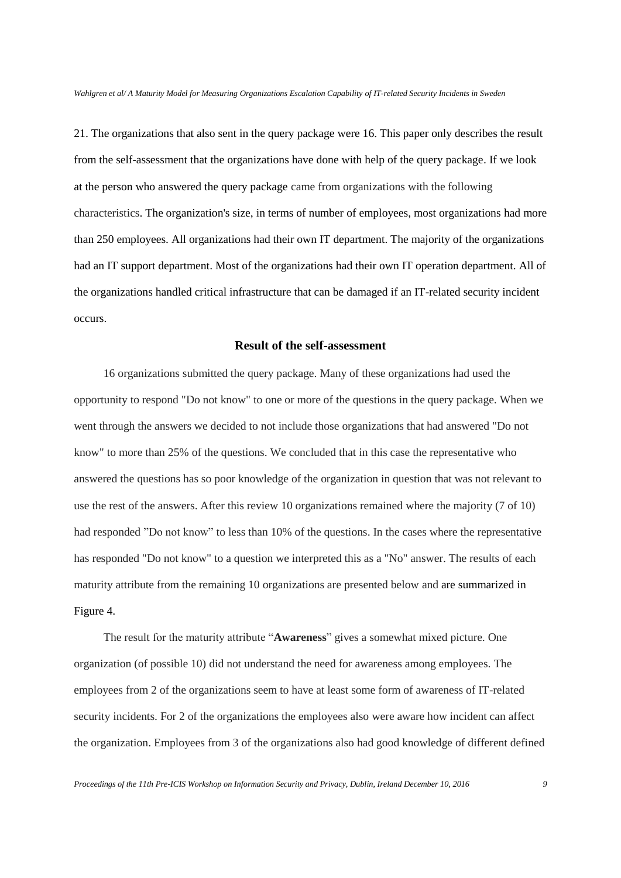21. The organizations that also sent in the query package were 16. This paper only describes the result from the self-assessment that the organizations have done with help of the query package. If we look at the person who answered the query package came from organizations with the following characteristics. The organization's size, in terms of number of employees, most organizations had more than 250 employees. All organizations had their own IT department. The majority of the organizations had an IT support department. Most of the organizations had their own IT operation department. All of the organizations handled critical infrastructure that can be damaged if an IT-related security incident occurs.

### Result of the self-assessment

16 organizations submitted the query package. Many of these organizations had used the opportunity to respond "Do not know" to one or more of the questions in the query package. When we went through the answers we decided to not include those organizations that had answered "Do not know" to more than 25% of the questions. We concluded that in this case the representative who answered the questions has so poor knowledge of the organization in question that was not relevant to use the rest of the answers. After this review 10 organizations remained where the majority (7 of 10) had responded "Do not know" to less than 10% of the questions. In the cases where the representative has responded "Do not know" to a question we interpreted this as a "No" answer. The results of each maturity attribute from the remaining 10 organizations are presented below and are summarized in Figure 4.

The result for the maturity attribute "**Awareness**" gives a somewhat mixed picture. One organization (of possible 10) did not understand the need for awareness among employees. The employees from 2 of the organizations seem to have at least some form of awareness of IT-related security incidents. For 2 of the organizations the employees also were aware how incident can affect the organization. Employees from 3 of the organizations also had good knowledge of different defined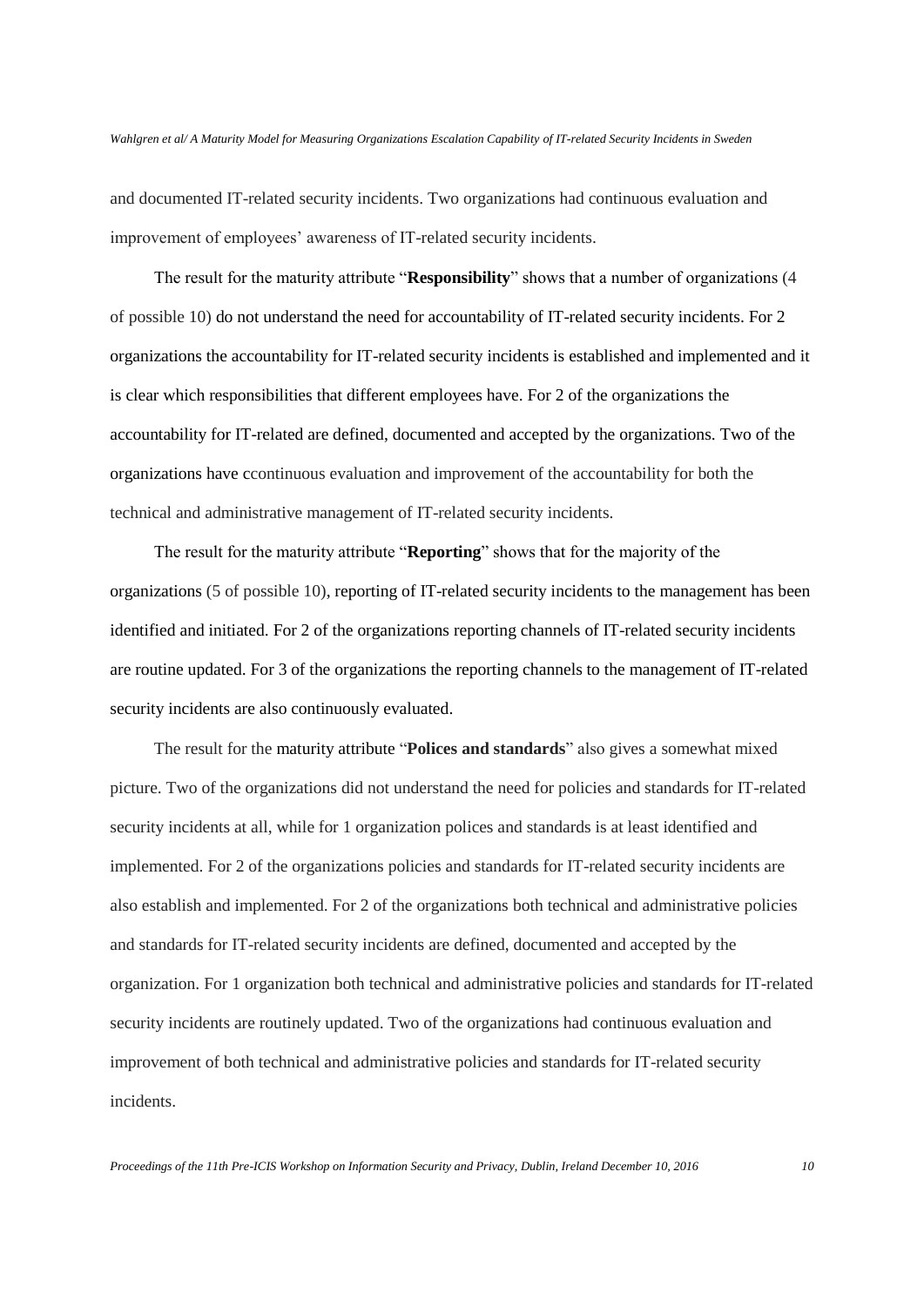and documented IT-related security incidents. Two organizations had continuous evaluation and improvement of employees' awareness of IT-related security incidents.

The result for the maturity attribute "**Responsibility**" shows that a number of organizations (4 of possible 10) do not understand the need for accountability of IT-related security incidents. For 2 organizations the accountability for IT-related security incidents is established and implemented and it is clear which responsibilities that different employees have. For 2 of the organizations the accountability for IT-related are defined, documented and accepted by the organizations. Two of the organizations have ccontinuous evaluation and improvement of the accountability for both the technical and administrative management of IT-related security incidents.

The result for the maturity attribute "**Reporting**" shows that for the majority of the organizations (5 of possible 10), reporting of IT-related security incidents to the management has been identified and initiated. For 2 of the organizations reporting channels of IT-related security incidents are routine updated. For 3 of the organizations the reporting channels to the management of IT-related security incidents are also continuously evaluated.

The result for the maturity attribute "**Polices and standards**" also gives a somewhat mixed picture. Two of the organizations did not understand the need for policies and standards for IT-related security incidents at all, while for 1 organization polices and standards is at least identified and implemented. For 2 of the organizations policies and standards for IT-related security incidents are also establish and implemented. For 2 of the organizations both technical and administrative policies and standards for IT-related security incidents are defined, documented and accepted by the organization. For 1 organization both technical and administrative policies and standards for IT-related security incidents are routinely updated. Two of the organizations had continuous evaluation and improvement of both technical and administrative policies and standards for IT-related security incidents.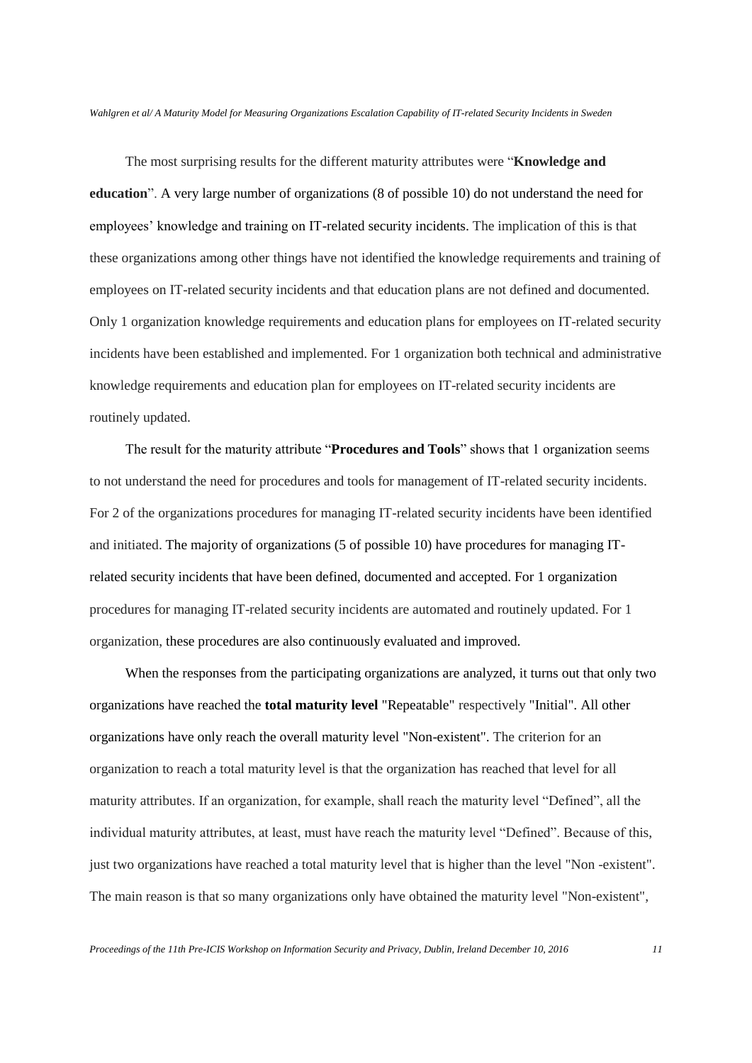The most surprising results for the different maturity attributes were "**Knowledge and education**". A very large number of organizations (8 of possible 10) do not understand the need for employees' knowledge and training on IT-related security incidents. The implication of this is that these organizations among other things have not identified the knowledge requirements and training of employees on IT-related security incidents and that education plans are not defined and documented. Only 1 organization knowledge requirements and education plans for employees on IT-related security incidents have been established and implemented. For 1 organization both technical and administrative knowledge requirements and education plan for employees on IT-related security incidents are routinely updated.

The result for the maturity attribute "**Procedures and Tools**" shows that 1 organization seems to not understand the need for procedures and tools for management of IT-related security incidents. For 2 of the organizations procedures for managing IT-related security incidents have been identified and initiated. The majority of organizations (5 of possible 10) have procedures for managing IT-related security incidents that have been defined, documented and accepted. For 1 organization procedures for managing IT-related security incidents are automated and routinely updated. For 1 organization, these procedures are also continuously evaluated and improved.

When the responses from the participating organizations are analyzed, it turns out that only two organizations have reached the **total maturity level** "Repeatable" respectively "Initial". All other organizations have only reach the overall maturity level "Non-existent". The criterion for an organization to reach a total maturity level is that the organization has reached that level for all maturity attributes. If an organization, for example, shall reach the maturity level "Defined", all the individual maturity attributes, at least, must have reach the maturity level "Defined". Because of this, just two organizations have reached a total maturity level that is higher than the level "Non -existent". The main reason is that so many organizations only have obtained the maturity level "Non-existent",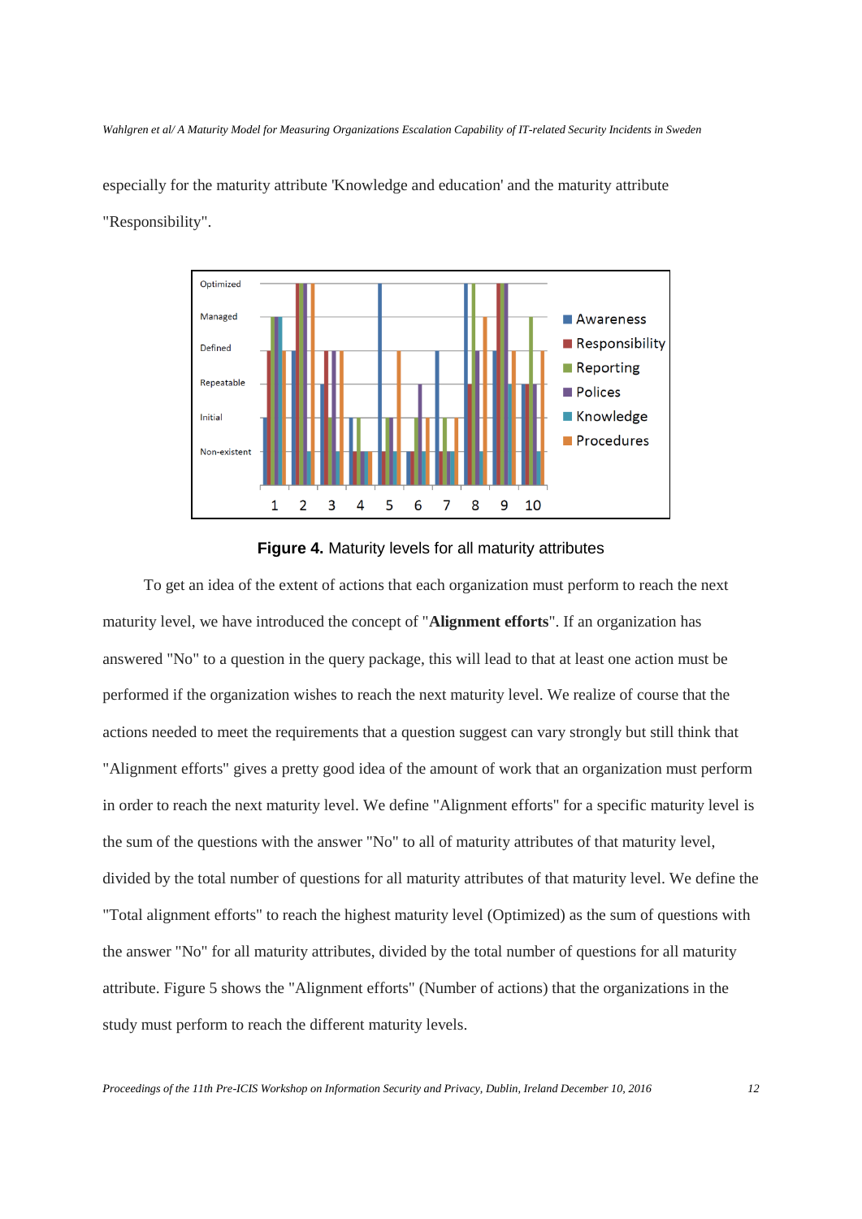especially for the maturity attribute 'Knowledge and education' and the maturity attribute "Responsibility".

**Figure 4.** Maturity levels for all maturity attributes

To get an idea of the extent of actions that each organization must perform to reach the next maturity level, we have introduced the concept of "**Alignment efforts**". If an organization has answered "No" to a question in the query package, this will lead to that at least one action must be performed if the organization wishes to reach the next maturity level. We realize of course that the actions needed to meet the requirements that a question suggest can vary strongly but still think that "Alignment efforts" gives a pretty good idea of the amount of work that an organization must perform in order to reach the next maturity level. We define "Alignment efforts" for a specific maturity level is the sum of the questions with the answer "No" to all of maturity attributes of that maturity level, divided by the total number of questions for all maturity attributes of that maturity level. We define the "Total alignment efforts" to reach the highest maturity level (Optimized) as the sum of questions with the answer "No" for all maturity attributes, divided by the total number of questions for all maturity attribute. Figure 5 shows the "Alignment efforts" (Number of actions) that the organizations in the study must perform to reach the different maturity levels.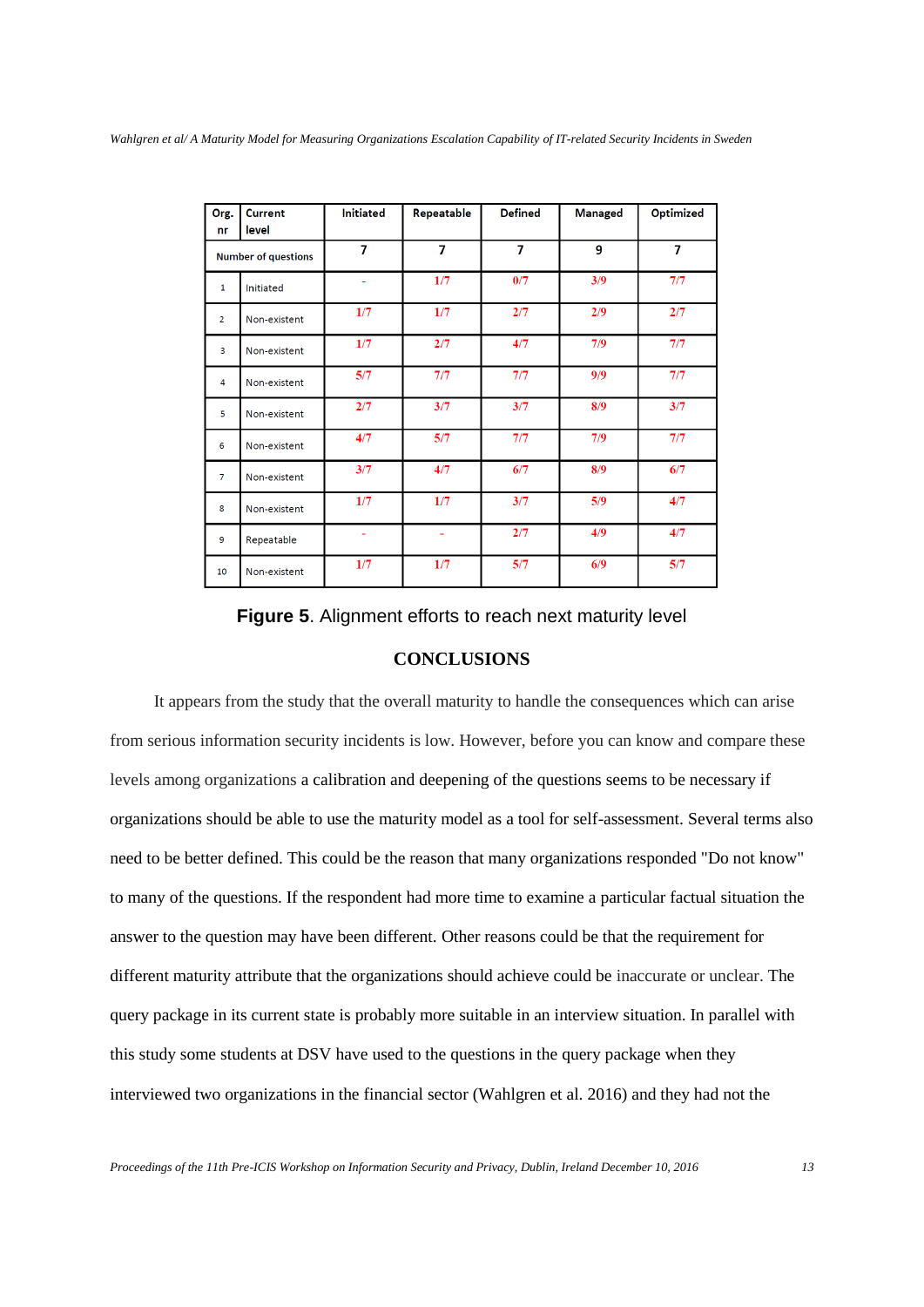| Org. nr | Current level | Initiated | Repeatable | Defined | Managed | Optimized |
|---|---|---|---|---|---|---|
| Number of questions | | 7 | 7 | 7 | 9 | 7 |
| 1 | Initiated | - | 1/7 | 0/7 | 3/9 | 7/7 |
| 2 | Non-existent | 1/7 | 1/7 | 2/7 | 2/9 | 2/7 |
| 3 | Non-existent | 1/7 | 2/7 | 4/7 | 7/9 | 7/7 |
| 4 | Non-existent | 5/7 | 7/7 | 7/7 | 9/9 | 7/7 |
| 5 | Non-existent | 2/7 | 3/7 | 3/7 | 8/9 | 3/7 |
| 6 | Non-existent | 4/7 | 5/7 | 7/7 | 7/9 | 7/7 |
| 7 | Non-existent | 3/7 | 4/7 | 6/7 | 8/9 | 6/7 |
| 8 | Non-existent | 1/7 | 1/7 | 3/7 | 5/9 | 4/7 |
| 9 | Repeatable | - | - | 2/7 | 4/9 | 4/7 |
| 10 | Non-existent | 1/7 | 1/7 | 5/7 | 6/9 | 5/7 |

**Figure 5**. Alignment efforts to reach next maturity level

## CONCLUSIONS

It appears from the study that the overall maturity to handle the consequences which can arise from serious information security incidents is low. However, before you can know and compare these levels among organizations a calibration and deepening of the questions seems to be necessary if organizations should be able to use the maturity model as a tool for self-assessment. Several terms also need to be better defined. This could be the reason that many organizations responded "Do not know" to many of the questions. If the respondent had more time to examine a particular factual situation the answer to the question may have been different. Other reasons could be that the requirement for different maturity attribute that the organizations should achieve could be inaccurate or unclear. The query package in its current state is probably more suitable in an interview situation. In parallel with this study some students at DSV have used to the questions in the query package when they interviewed two organizations in the financial sector (Wahlgren et al. 2016) and they had not the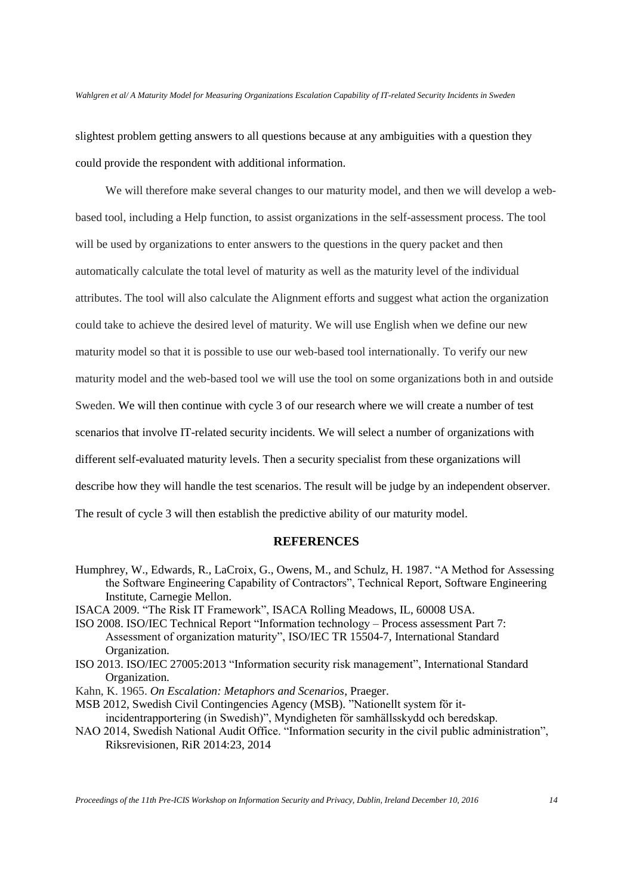slightest problem getting answers to all questions because at any ambiguities with a question they could provide the respondent with additional information.

We will therefore make several changes to our maturity model, and then we will develop a web-based tool, including a Help function, to assist organizations in the self-assessment process. The tool will be used by organizations to enter answers to the questions in the query packet and then automatically calculate the total level of maturity as well as the maturity level of the individual attributes. The tool will also calculate the Alignment efforts and suggest what action the organization could take to achieve the desired level of maturity. We will use English when we define our new maturity model so that it is possible to use our web-based tool internationally. To verify our new maturity model and the web-based tool we will use the tool on some organizations both in and outside Sweden. We will then continue with cycle 3 of our research where we will create a number of test scenarios that involve IT-related security incidents. We will select a number of organizations with different self-evaluated maturity levels. Then a security specialist from these organizations will describe how they will handle the test scenarios. The result will be judge by an independent observer. The result of cycle 3 will then establish the predictive ability of our maturity model.

## REFERENCES

Humphrey, W., Edwards, R., LaCroix, G., Owens, M., and Schulz, H. 1987. "A Method for Assessing the Software Engineering Capability of Contractors", Technical Report, Software Engineering Institute, Carnegie Mellon.

ISACA 2009. "The Risk IT Framework", ISACA Rolling Meadows, IL, 60008 USA.

ISO 2008. ISO/IEC Technical Report "Information technology – Process assessment Part 7: Assessment of organization maturity", ISO/IEC TR 15504-7, International Standard Organization.

ISO 2013. ISO/IEC 27005:2013 "Information security risk management", International Standard Organization.

Kahn, K. 1965. *On Escalation: Metaphors and Scenarios*, Praeger.

MSB 2012, Swedish Civil Contingencies Agency (MSB). "Nationellt system för it-incidentrapportering (in Swedish)", Myndigheten för samhällsskydd och beredskap.

NAO 2014, Swedish National Audit Office. "Information security in the civil public administration", Riksrevisionen, RiR 2014:23, 2014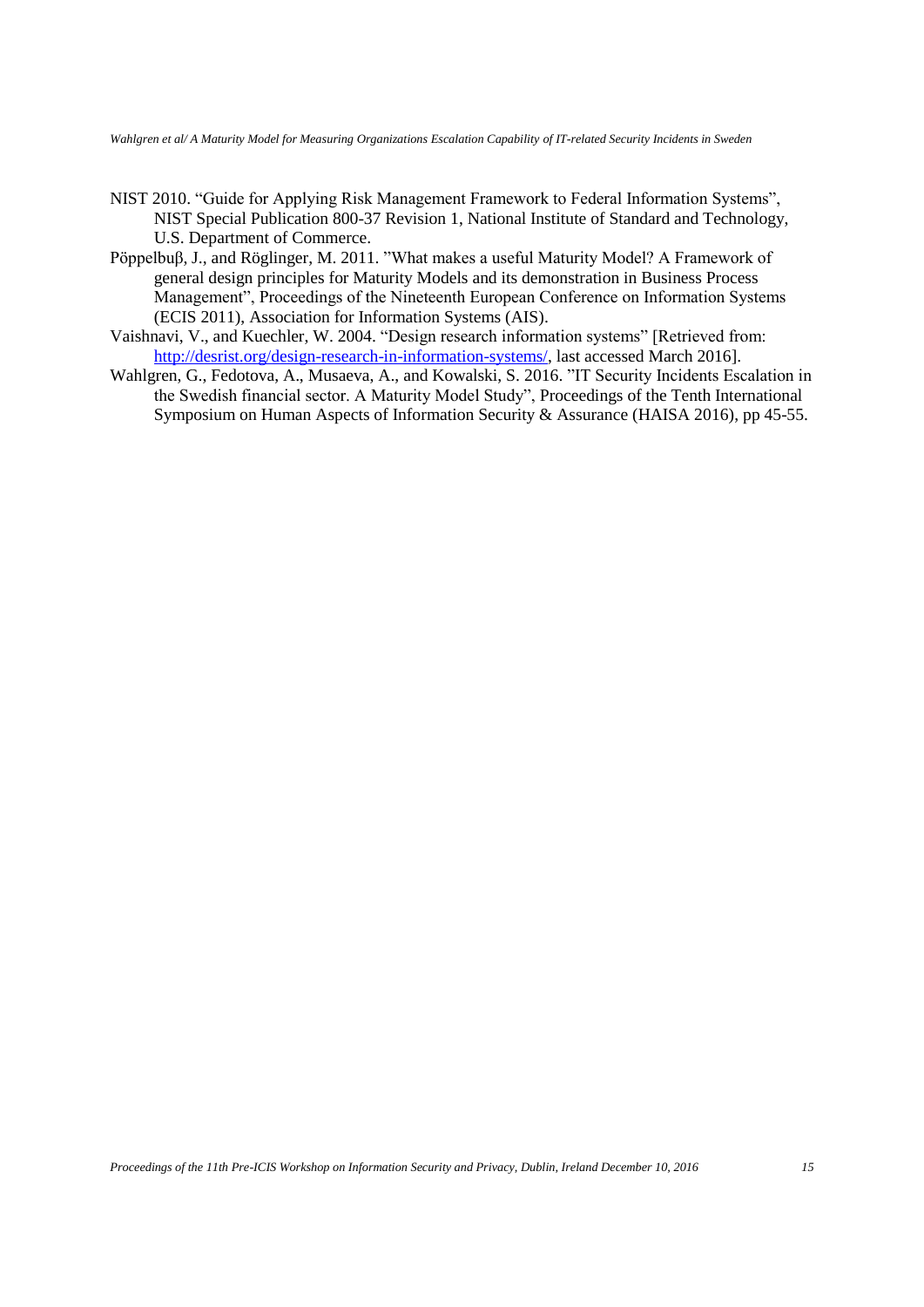NIST 2010. "Guide for Applying Risk Management Framework to Federal Information Systems", NIST Special Publication 800-37 Revision 1, National Institute of Standard and Technology, U.S. Department of Commerce.

Pöppelbuβ, J., and Röglinger, M. 2011. "What makes a useful Maturity Model? A Framework of general design principles for Maturity Models and its demonstration in Business Process Management", Proceedings of the Nineteenth European Conference on Information Systems (ECIS 2011), Association for Information Systems (AIS).

Vaishnavi, V., and Kuechler, W. 2004. "Design research information systems" [Retrieved from: http://desrist.org/design-research-in-information-systems/, last accessed March 2016].

Wahlgren, G., Fedotova, A., Musaeva, A., and Kowalski, S. 2016. "IT Security Incidents Escalation in the Swedish financial sector. A Maturity Model Study", Proceedings of the Tenth International Symposium on Human Aspects of Information Security & Assurance (HAISA 2016), pp 45-55.